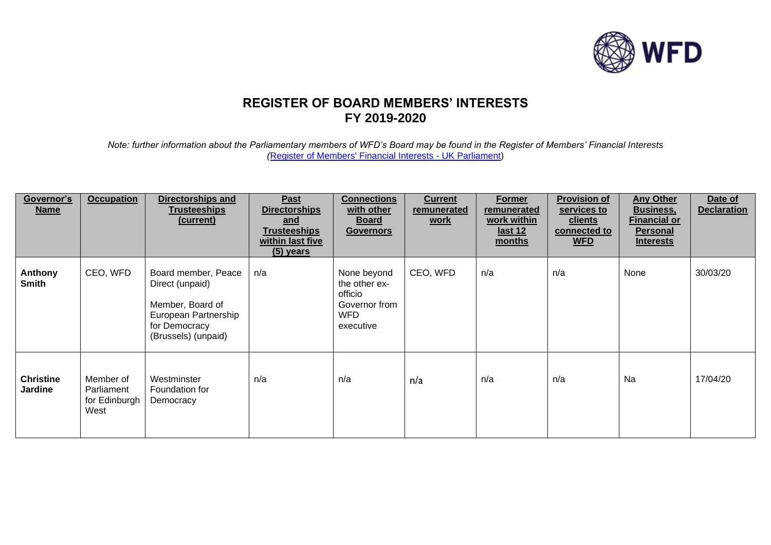# REGISTER OF BOARD MEMBERS' INTERESTS
## FY 2019-2020

*Note: further information about the Parliamentary members of WFD's Board may be found in the Register of Members' Financial Interests (Register of Members' Financial Interests - UK Parliament)*

| Governor's Name | Occupation | Directorships and Trusteeships (current) | Past Directorships and Trusteeships within last five (5) years | Connections with other Board Governors | Current remunerated work | Former remunerated work within last 12 months | Provision of services to clients connected to WFD | Any Other Business, Financial or Personal Interests | Date of Declaration |
|---|---|---|---|---|---|---|---|---|---|
| **Anthony Smith** | CEO, WFD | Board member, Peace Direct (unpaid)<br><br>Member, Board of European Partnership for Democracy (Brussels) (unpaid) | n/a | None beyond the other ex-officio Governor from WFD executive | CEO, WFD | n/a | n/a | None | 30/03/20 |
| **Christine Jardine** | Member of Parliament for Edinburgh West | Westminster Foundation for Democracy | n/a | n/a | n/a | n/a | n/a | Na | 17/04/20 |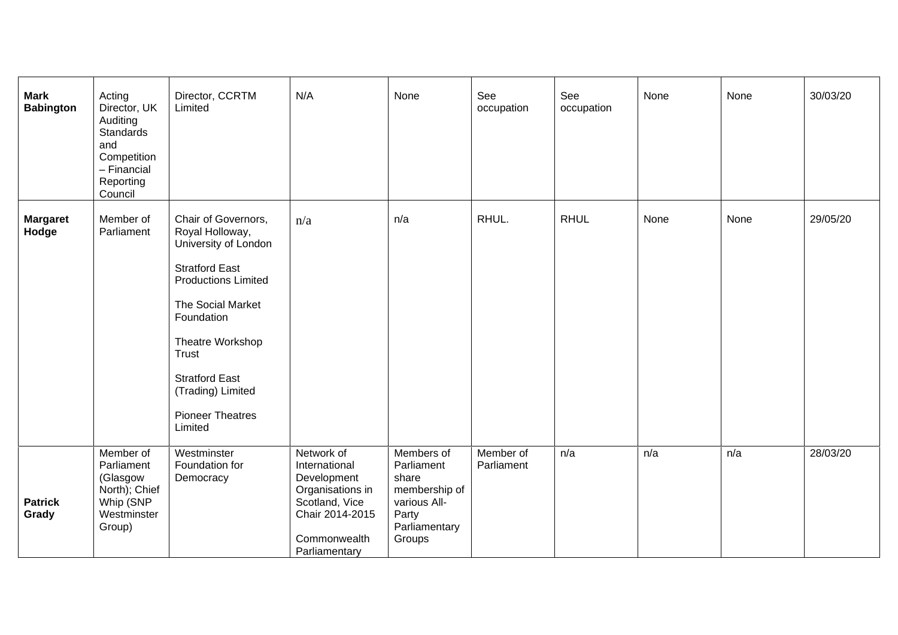| | | | | | | | | | |
|---|---|---|---|---|---|---|---|---|---|
| **Mark Babington** | Acting Director, UK Auditing Standards and Competition – Financial Reporting Council | Director, CCRTM Limited | N/A | None | See occupation | See occupation | None | None | 30/03/20 |
| **Margaret Hodge** | Member of Parliament | Chair of Governors, Royal Holloway, University of London<br><br>Stratford East Productions Limited<br><br>The Social Market Foundation<br><br>Theatre Workshop Trust<br><br>Stratford East (Trading) Limited<br><br>Pioneer Theatres Limited | n/a | n/a | RHUL. | RHUL | None | None | 29/05/20 |
| **Patrick Grady** | Member of Parliament (Glasgow North); Chief Whip (SNP Westminster Group) | Westminster Foundation for Democracy | Network of International Development Organisations in Scotland, Vice Chair 2014-2015<br><br>Commonwealth Parliamentary | Members of Parliament share membership of various All-Party Parliamentary Groups | Member of Parliament | n/a | n/a | n/a | 28/03/20 |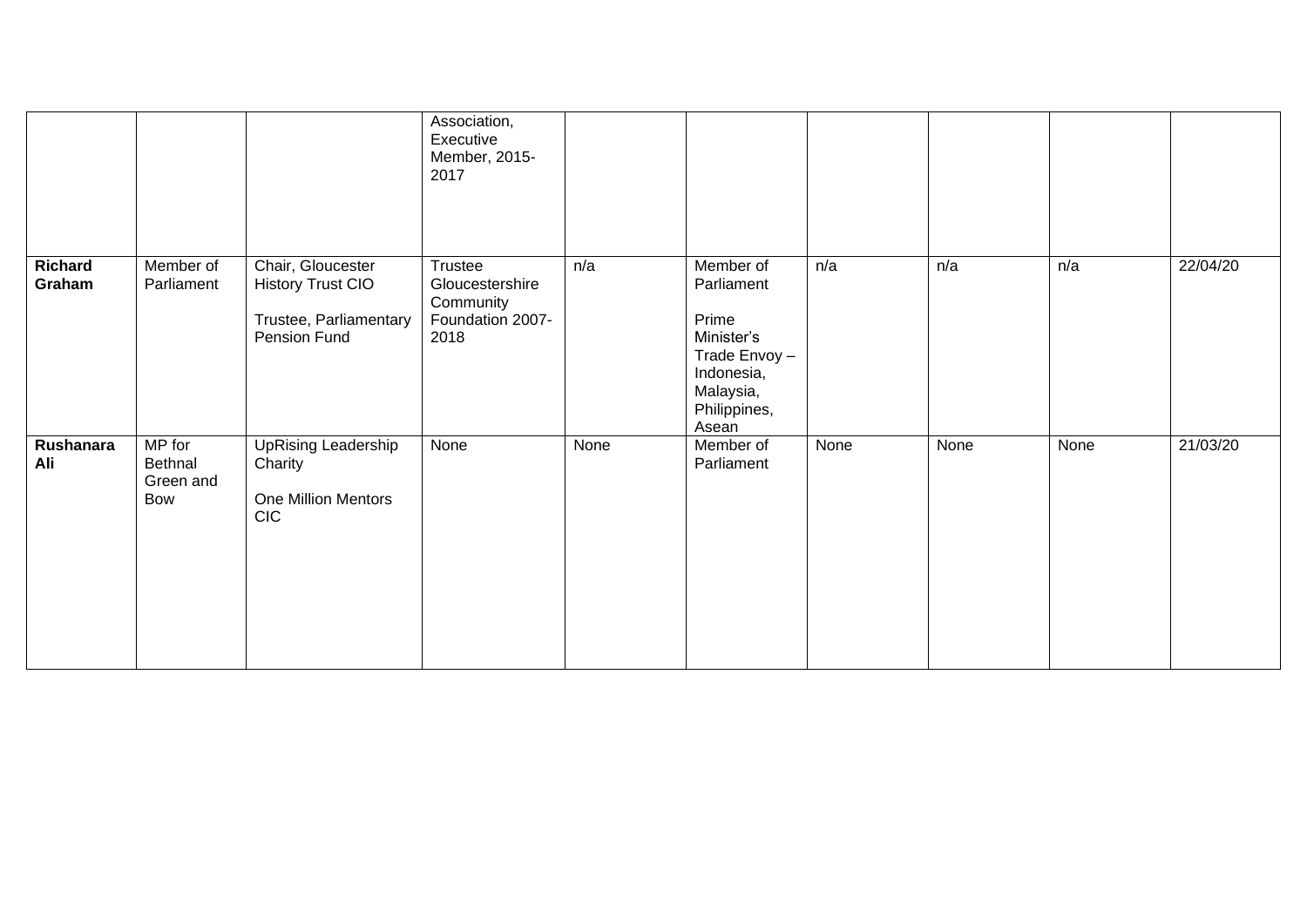| | | | | | | | | | |
|---|---|---|---|---|---|---|---|---|---|
| | | | Association, Executive Member, 2015-2017 | | | | | | |
| **Richard Graham** | Member of Parliament | Chair, Gloucester History Trust CIO<br><br>Trustee, Parliamentary Pension Fund | Trustee Gloucestershire Community Foundation 2007-2018 | n/a | Member of Parliament<br><br>Prime Minister's Trade Envoy – Indonesia, Malaysia, Philippines, Asean | n/a | n/a | n/a | 22/04/20 |
| **Rushanara Ali** | MP for Bethnal Green and Bow | UpRising Leadership Charity<br><br>One Million Mentors CIC | None | None | Member of Parliament | None | None | None | 21/03/20 |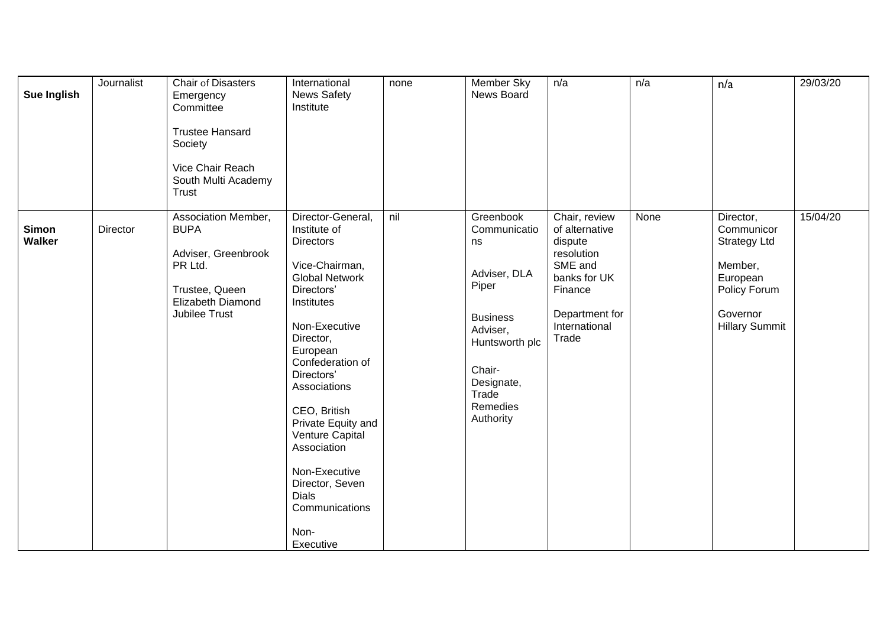| **Sue Inglish** | Journalist | Chair of Disasters Emergency Committee<br><br>Trustee Hansard Society<br><br>Vice Chair Reach South Multi Academy Trust | International News Safety Institute | none | Member Sky News Board | n/a | n/a | n/a | 29/03/20 |
|---|---|---|---|---|---|---|---|---|---|
| **Simon Walker** | Director | Association Member, BUPA<br><br>Adviser, Greenbrook PR Ltd.<br><br>Trustee, Queen Elizabeth Diamond Jubilee Trust | Director-General, Institute of Directors<br><br>Vice-Chairman, Global Network Directors' Institutes<br><br>Non-Executive Director, European Confederation of Directors' Associations<br><br>CEO, British Private Equity and Venture Capital Association<br><br>Non-Executive Director, Seven Dials Communications<br><br>Non-Executive | nil | Greenbook Communications<br><br>Adviser, DLA Piper<br><br>Business Adviser, Huntsworth plc<br><br>Chair-Designate, Trade Remedies Authority | Chair, review of alternative dispute resolution SME and banks for UK Finance<br><br>Department for International Trade | None | Director, Communicor Strategy Ltd<br><br>Member, European Policy Forum<br><br>Governor Hillary Summit | 15/04/20 |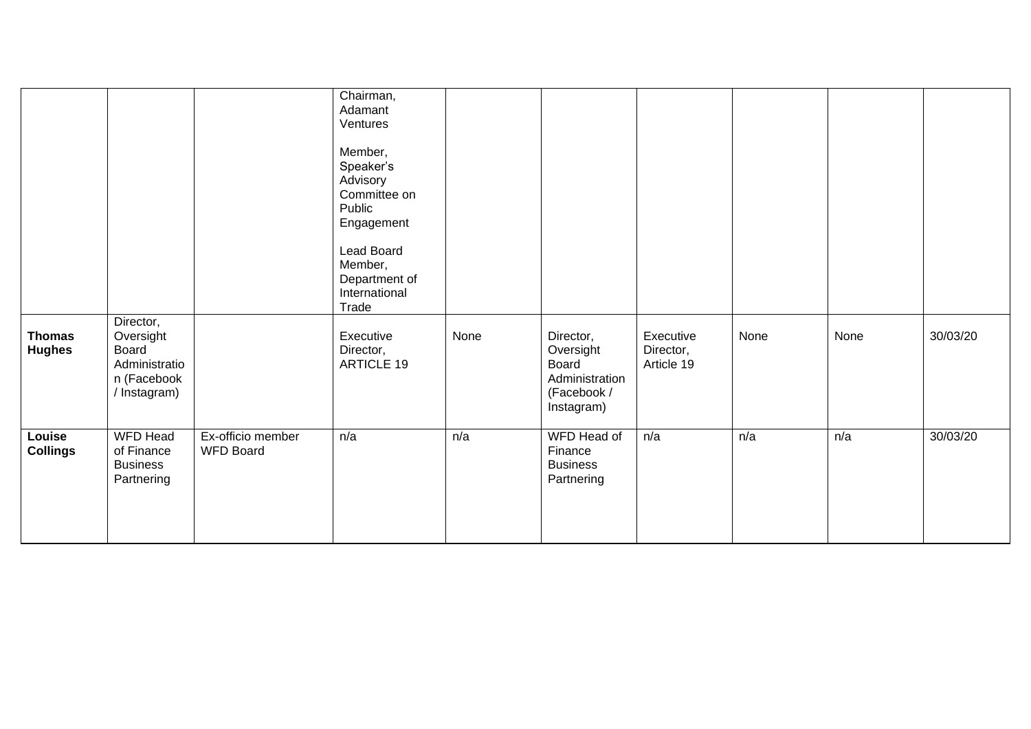| | | | | | | | | | |
|---|---|---|---|---|---|---|---|---|---|
| | | | Chairman, Adamant Ventures<br><br>Member, Speaker's Advisory Committee on Public Engagement<br><br>Lead Board Member, Department of International Trade | | | | | | |
| **Thomas Hughes** | Director, Oversight Board Administration (Facebook / Instagram) | | Executive Director, ARTICLE 19 | None | Director, Oversight Board Administration (Facebook / Instagram) | Executive Director, Article 19 | None | None | 30/03/20 |
| **Louise Collings** | WFD Head of Finance Business Partnering | Ex-officio member WFD Board | n/a | n/a | WFD Head of Finance Business Partnering | n/a | n/a | n/a | 30/03/20 |